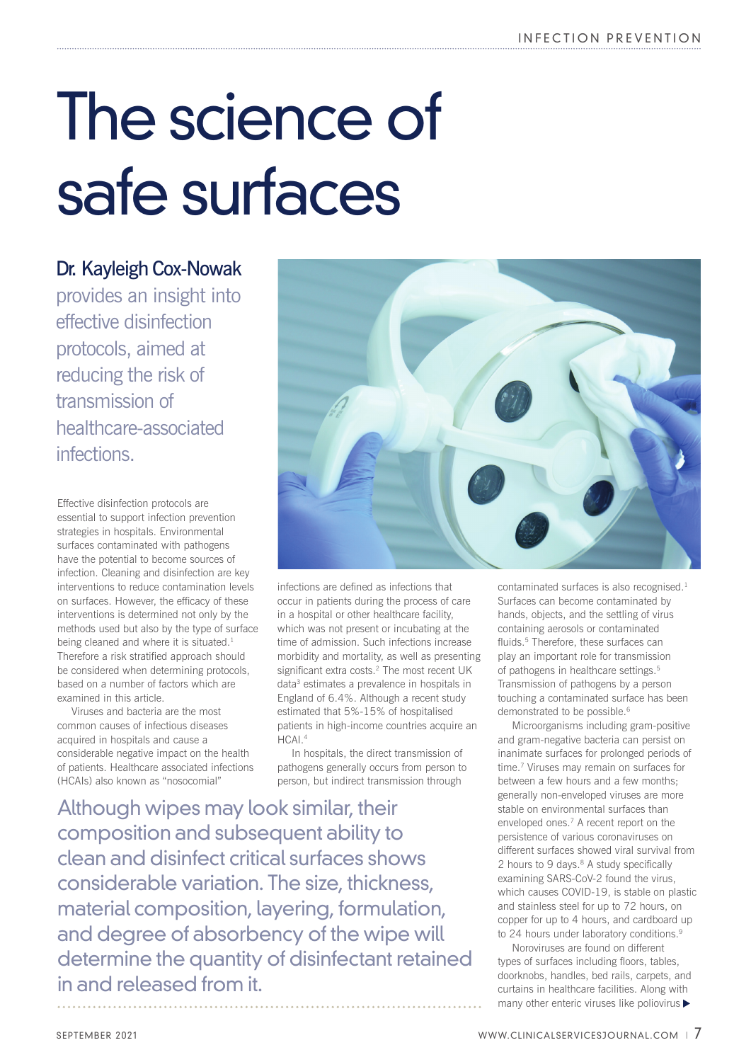# The science of safe surfaces

**Dr. Kayleigh Cox-Nowak** provides an insight into effective disinfection protocols, aimed at reducing the risk of transmission of healthcare-associated infections.

Effective disinfection protocols are essential to support infection prevention strategies in hospitals. Environmental surfaces contaminated with pathogens have the potential to become sources of infection. Cleaning and disinfection are key interventions to reduce contamination levels on surfaces. However, the efficacy of these interventions is determined not only by the methods used but also by the type of surface being cleaned and where it is situated.[1] Therefore a risk stratified approach should be considered when determining protocols, based on a number of factors which are examined in this article.

Viruses and bacteria are the most common causes of infectious diseases acquired in hospitals and cause a considerable negative impact on the health of patients. Healthcare associated infections (HCAIs) also known as "nosocomial" infections are defined as infections that occur in patients during the process of care in a hospital or other healthcare facility, which was not present or incubating at the time of admission. Such infections increase morbidity and mortality, as well as presenting significant extra costs.[2] The most recent UK data[3] estimates a prevalence in hospitals in England of 6.4%. Although a recent study estimated that 5%-15% of hospitalised patients in high-income countries acquire an HCAI.[4]

In hospitals, the direct transmission of pathogens generally occurs from person to person, but indirect transmission through contaminated surfaces is also recognised.[1] Surfaces can become contaminated by hands, objects, and the settling of virus containing aerosols or contaminated fluids.[5] Therefore, these surfaces can play an important role for transmission of pathogens in healthcare settings.[5] Transmission of pathogens by a person touching a contaminated surface has been demonstrated to be possible.[6]

> Although wipes may look similar, their composition and subsequent ability to clean and disinfect critical surfaces shows considerable variation. The size, thickness, material composition, layering, formulation, and degree of absorbency of the wipe will determine the quantity of disinfectant retained in and released from it.

Microorganisms including gram-positive and gram-negative bacteria can persist on inanimate surfaces for prolonged periods of time.[7] Viruses may remain on surfaces for between a few hours and a few months; generally non-enveloped viruses are more stable on environmental surfaces than enveloped ones.[7] A recent report on the persistence of various coronaviruses on different surfaces showed viral survival from 2 hours to 9 days.[8] A study specifically examining SARS-CoV-2 found the virus, which causes COVID-19, is stable on plastic and stainless steel for up to 72 hours, on copper for up to 4 hours, and cardboard up to 24 hours under laboratory conditions.[9]

Noroviruses are found on different types of surfaces including floors, tables, doorknobs, handles, bed rails, carpets, and curtains in healthcare facilities. Along with many other enteric viruses like poliovirus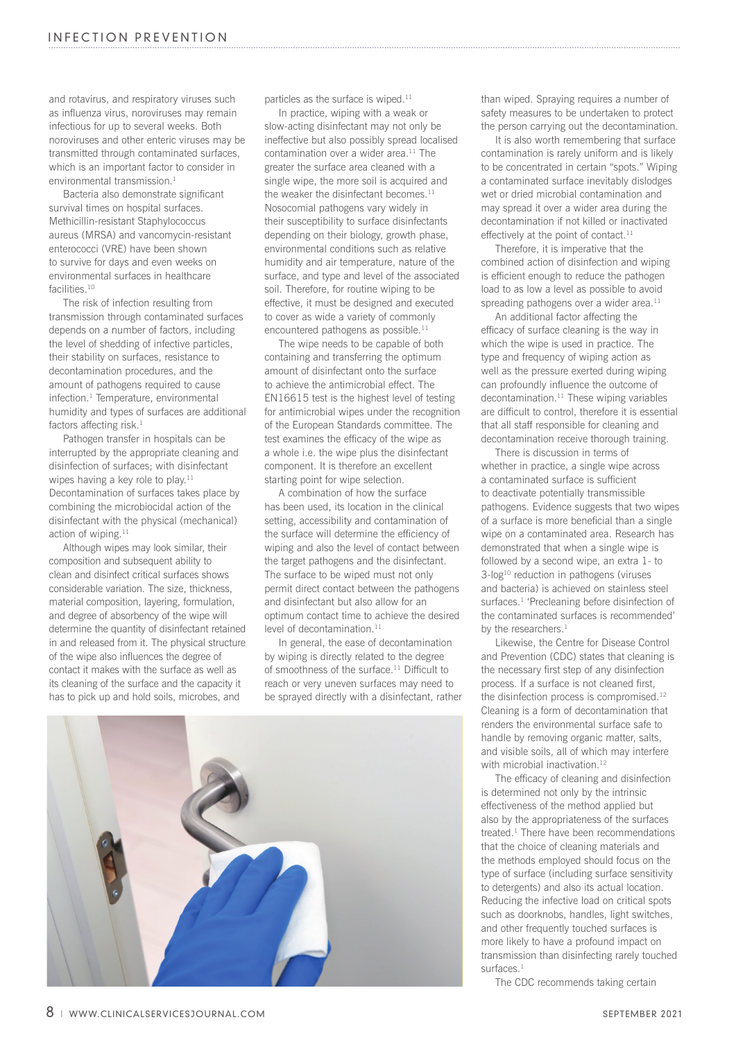and rotavirus, and respiratory viruses such as influenza virus, noroviruses may remain infectious for up to several weeks. Both noroviruses and other enteric viruses may be transmitted through contaminated surfaces, which is an important factor to consider in environmental transmission.[1]

Bacteria also demonstrate significant survival times on hospital surfaces. Methicillin-resistant Staphylococcus aureus (MRSA) and vancomycin-resistant enterococci (VRE) have been shown to survive for days and even weeks on environmental surfaces in healthcare facilities.[10]

The risk of infection resulting from transmission through contaminated surfaces depends on a number of factors, including the level of shedding of infective particles, their stability on surfaces, resistance to decontamination procedures, and the amount of pathogens required to cause infection.[1] Temperature, environmental humidity and types of surfaces are additional factors affecting risk.[1]

Pathogen transfer in hospitals can be interrupted by the appropriate cleaning and disinfection of surfaces; with disinfectant wipes having a key role to play.[11] Decontamination of surfaces takes place by combining the microbiocidal action of the disinfectant with the physical (mechanical) action of wiping.[11]

Although wipes may look similar, their composition and subsequent ability to clean and disinfect critical surfaces shows considerable variation. The size, thickness, material composition, layering, formulation, and degree of absorbency of the wipe will determine the quantity of disinfectant retained in and released from it. The physical structure of the wipe also influences the degree of contact it makes with the surface as well as its cleaning of the surface and the capacity it has to pick up and hold soils, microbes, and particles as the surface is wiped.[11]

In practice, wiping with a weak or slow-acting disinfectant may not only be ineffective but also possibly spread localised contamination over a wider area.[11] The greater the surface area cleaned with a single wipe, the more soil is acquired and the weaker the disinfectant becomes.[11] Nosocomial pathogens vary widely in their susceptibility to surface disinfectants depending on their biology, growth phase, environmental conditions such as relative humidity and air temperature, nature of the surface, and type and level of the associated soil. Therefore, for routine wiping to be effective, it must be designed and executed to cover as wide a variety of commonly encountered pathogens as possible.[11]

The wipe needs to be capable of both containing and transferring the optimum amount of disinfectant onto the surface to achieve the antimicrobial effect. The EN16615 test is the highest level of testing for antimicrobial wipes under the recognition of the European Standards committee. The test examines the efficacy of the wipe as a whole i.e. the wipe plus the disinfectant component. It is therefore an excellent starting point for wipe selection.

A combination of how the surface has been used, its location in the clinical setting, accessibility and contamination of the surface will determine the efficiency of wiping and also the level of contact between the target pathogens and the disinfectant. The surface to be wiped must not only permit direct contact between the pathogens and disinfectant but also allow for an optimum contact time to achieve the desired level of decontamination.[11]

In general, the ease of decontamination by wiping is directly related to the degree of smoothness of the surface.[11] Difficult to reach or very uneven surfaces may need to be sprayed directly with a disinfectant, rather than wiped. Spraying requires a number of safety measures to be undertaken to protect the person carrying out the decontamination.

It is also worth remembering that surface contamination is rarely uniform and is likely to be concentrated in certain "spots." Wiping a contaminated surface inevitably dislodges wet or dried microbial contamination and may spread it over a wider area during the decontamination if not killed or inactivated effectively at the point of contact.[11]

Therefore, it is imperative that the combined action of disinfection and wiping is efficient enough to reduce the pathogen load to as low a level as possible to avoid spreading pathogens over a wider area.[11]

An additional factor affecting the efficacy of surface cleaning is the way in which the wipe is used in practice. The type and frequency of wiping action as well as the pressure exerted during wiping can profoundly influence the outcome of decontamination.[11] These wiping variables are difficult to control, therefore it is essential that all staff responsible for cleaning and decontamination receive thorough training.

There is discussion in terms of whether in practice, a single wipe across a contaminated surface is sufficient to deactivate potentially transmissible pathogens. Evidence suggests that two wipes of a surface is more beneficial than a single wipe on a contaminated area. Research has demonstrated that when a single wipe is followed by a second wipe, an extra 1- to 3-$\log_{10}$ reduction in pathogens (viruses and bacteria) is achieved on stainless steel surfaces.[1] 'Precleaning before disinfection of the contaminated surfaces is recommended' by the researchers.[1]

Likewise, the Centre for Disease Control and Prevention (CDC) states that cleaning is the necessary first step of any disinfection process. If a surface is not cleaned first, the disinfection process is compromised.[12] Cleaning is a form of decontamination that renders the environmental surface safe to handle by removing organic matter, salts, and visible soils, all of which may interfere with microbial inactivation.[12]

The efficacy of cleaning and disinfection is determined not only by the intrinsic effectiveness of the method applied but also by the appropriateness of the surfaces treated.[1] There have been recommendations that the choice of cleaning materials and the methods employed should focus on the type of surface (including surface sensitivity to detergents) and also its actual location. Reducing the infective load on critical spots such as doorknobs, handles, light switches, and other frequently touched surfaces is more likely to have a profound impact on transmission than disinfecting rarely touched surfaces.[1]

The CDC recommends taking certain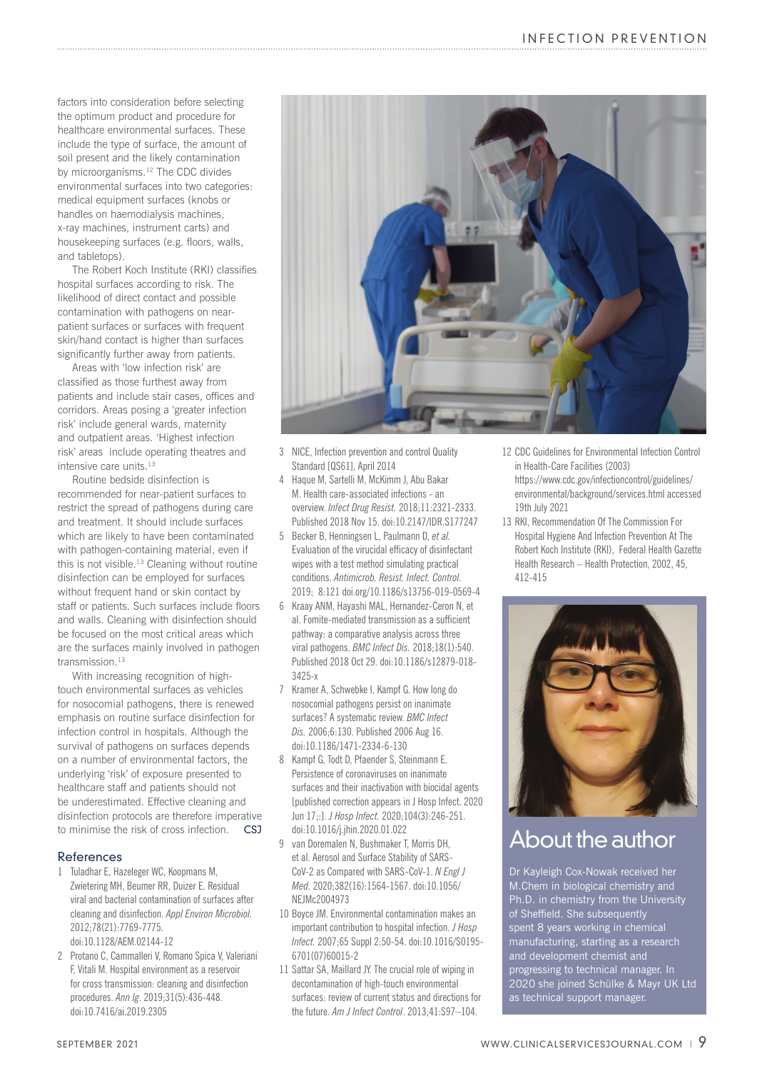factors into consideration before selecting the optimum product and procedure for healthcare environmental surfaces. These include the type of surface, the amount of soil present and the likely contamination by microorganisms.[12] The CDC divides environmental surfaces into two categories: medical equipment surfaces (knobs or handles on haemodialysis machines, x-ray machines, instrument carts) and housekeeping surfaces (e.g. floors, walls, and tabletops).

The Robert Koch Institute (RKI) classifies hospital surfaces according to risk. The likelihood of direct contact and possible contamination with pathogens on near-patient surfaces or surfaces with frequent skin/hand contact is higher than surfaces significantly further away from patients.

Areas with 'low infection risk' are classified as those furthest away from patients and include stair cases, offices and corridors. Areas posing a 'greater infection risk' include general wards, maternity and outpatient areas. 'Highest infection risk' areas include operating theatres and intensive care units.[13]

Routine bedside disinfection is recommended for near-patient surfaces to restrict the spread of pathogens during care and treatment. It should include surfaces which are likely to have been contaminated with pathogen-containing material, even if this is not visible.[13] Cleaning without routine disinfection can be employed for surfaces without frequent hand or skin contact by staff or patients. Such surfaces include floors and walls. Cleaning with disinfection should be focused on the most critical areas which are the surfaces mainly involved in pathogen transmission.[13]

With increasing recognition of high-touch environmental surfaces as vehicles for nosocomial pathogens, there is renewed emphasis on routine surface disinfection for infection control in hospitals. Although the survival of pathogens on surfaces depends on a number of environmental factors, the underlying 'risk' of exposure presented to healthcare staff and patients should not be underestimated. Effective cleaning and disinfection protocols are therefore imperative to minimise the risk of cross infection. CSJ

## References

1 Tuladhar E, Hazeleger WC, Koopmans M, Zwietering MH, Beumer RR, Duizer E. Residual viral and bacterial contamination of surfaces after cleaning and disinfection. *Appl Environ Microbiol.* 2012;78(21):7769-7775. doi:10.1128/AEM.02144-12

2 Protano C, Cammalleri V, Romano Spica V, Valeriani F, Vitali M. Hospital environment as a reservoir for cross transmission: cleaning and disinfection procedures. *Ann Ig.* 2019;31(5):436-448. doi:10.7416/ai.2019.2305

3 NICE, Infection prevention and control Quality Standard [QS61], April 2014

4 Haque M, Sartelli M, McKimm J, Abu Bakar M. Health care-associated infections - an overview. *Infect Drug Resist.* 2018;11:2321-2333. Published 2018 Nov 15. doi:10.2147/IDR.S177247

5 Becker B, Henningsen L, Paulmann D, *et al.* Evaluation of the virucidal efficacy of disinfectant wipes with a test method simulating practical conditions. *Antimicrob. Resist. Infect. Control.* 2019; 8:121 doi.org/10.1186/s13756-019-0569-4

6 Kraay ANM, Hayashi MAL, Hernandez-Ceron N, et al. Fomite-mediated transmission as a sufficient pathway: a comparative analysis across three viral pathogens. *BMC Infect Dis.* 2018;18(1):540. Published 2018 Oct 29. doi:10.1186/s12879-018-3425-x

7 Kramer A, Schwebke I, Kampf G. How long do nosocomial pathogens persist on inanimate surfaces? A systematic review. *BMC Infect Dis.* 2006;6:130. Published 2006 Aug 16. doi:10.1186/1471-2334-6-130

8 Kampf G, Todt D, Pfaender S, Steinmann E. Persistence of coronaviruses on inanimate surfaces and their inactivation with biocidal agents [published correction appears in J Hosp Infect. 2020 Jun 17;:]. *J Hosp Infect.* 2020;104(3):246-251. doi:10.1016/j.jhin.2020.01.022

9 van Doremalen N, Bushmaker T, Morris DH, et al. Aerosol and Surface Stability of SARS-CoV-2 as Compared with SARS-CoV-1. *N Engl J Med.* 2020;382(16):1564-1567. doi:10.1056/NEJMc2004973

10 Boyce JM. Environmental contamination makes an important contribution to hospital infection. *J Hosp Infect.* 2007;65 Suppl 2:50-54. doi:10.1016/S0195-6701(07)60015-2

11 Sattar SA, Maillard JY. The crucial role of wiping in decontamination of high-touch environmental surfaces: review of current status and directions for the future. *Am J Infect Control*. 2013;41:S97–104.

12 CDC Guidelines for Environmental Infection Control in Health-Care Facilities (2003) https://www.cdc.gov/infectioncontrol/guidelines/environmental/background/services.html accessed 19th July 2021

13 RKI, Recommendation Of The Commission For Hospital Hygiene And Infection Prevention At The Robert Koch Institute (RKI), Federal Health Gazette Health Research – Health Protection, 2002, 45, 412-415

## About the author

Dr Kayleigh Cox-Nowak received her M.Chem in biological chemistry and Ph.D. in chemistry from the University of Sheffield. She subsequently spent 8 years working in chemical manufacturing, starting as a research and development chemist and progressing to technical manager. In 2020 she joined Schülke & Mayr UK Ltd as technical support manager.